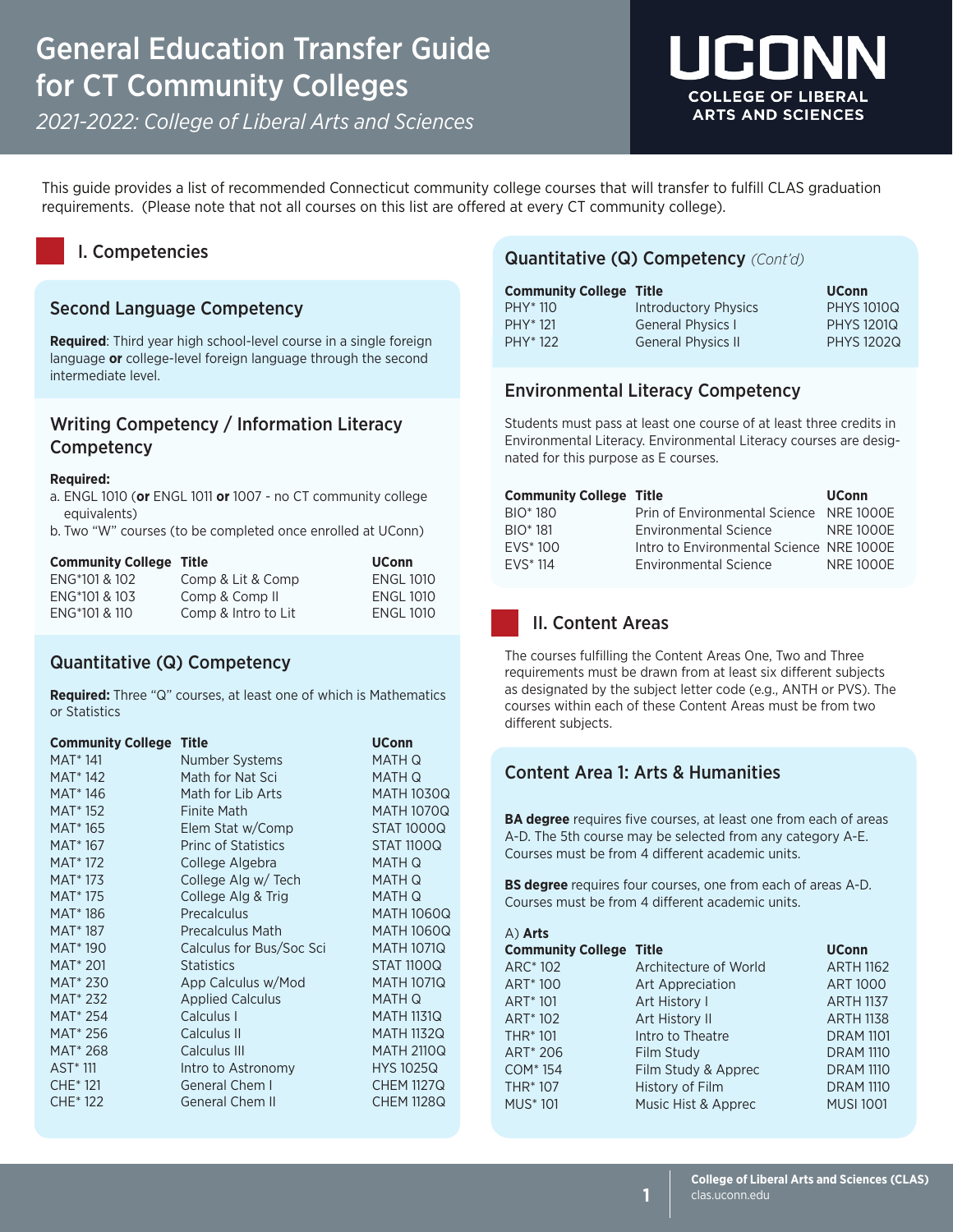# General Education Transfer Guide for CT Community Colleges

*2021-2022: College of Liberal Arts and Sciences*

UCONN COLLEGE OF LIBERAL ARTS AND SCIENCES

This guide provides a list of recommended Connecticut community college courses that will transfer to fulfill CLAS graduation requirements. (Please note that not all courses on this list are offered at every CT community college).

## I. Competencies

### Second Language Competency

**Required**: Third year high school-level course in a single foreign language **or** college-level foreign language through the second intermediate level.

### Writing Competency / Information Literacy Competency

**Required:**

a. ENGL 1010 (**or** ENGL 1011 **or** 1007 - no CT community college equivalents)
b. Two "W" courses (to be completed once enrolled at UConn)

| Community College | Title | UConn |
|---|---|---|
| ENG*101 & 102 | Comp & Lit & Comp | ENGL 1010 |
| ENG*101 & 103 | Comp & Comp II | ENGL 1010 |
| ENG*101 & 110 | Comp & Intro to Lit | ENGL 1010 |

### Quantitative (Q) Competency

**Required:** Three "Q" courses, at least one of which is Mathematics or Statistics

| Community College | Title | UConn |
|---|---|---|
| MAT* 141 | Number Systems | MATH Q |
| MAT* 142 | Math for Nat Sci | MATH Q |
| MAT* 146 | Math for Lib Arts | MATH 1030Q |
| MAT* 152 | Finite Math | MATH 1070Q |
| MAT* 165 | Elem Stat w/Comp | STAT 1000Q |
| MAT* 167 | Princ of Statistics | STAT 1100Q |
| MAT* 172 | College Algebra | MATH Q |
| MAT* 173 | College Alg w/ Tech | MATH Q |
| MAT* 175 | College Alg & Trig | MATH Q |
| MAT* 186 | Precalculus | MATH 1060Q |
| MAT* 187 | Precalculus Math | MATH 1060Q |
| MAT* 190 | Calculus for Bus/Soc Sci | MATH 1071Q |
| MAT* 201 | Statistics | STAT 1100Q |
| MAT* 230 | App Calculus w/Mod | MATH 1071Q |
| MAT* 232 | Applied Calculus | MATH Q |
| MAT* 254 | Calculus I | MATH 1131Q |
| MAT* 256 | Calculus II | MATH 1132Q |
| MAT* 268 | Calculus III | MATH 2110Q |
| AST* 111 | Intro to Astronomy | HYS 1025Q |
| CHE* 121 | General Chem I | CHEM 1127Q |
| CHE* 122 | General Chem II | CHEM 1128Q |

### Quantitative (Q) Competency *(Cont'd)*

| Community College | Title | UConn |
|---|---|---|
| PHY* 110 | Introductory Physics | PHYS 1010Q |
| PHY* 121 | General Physics I | PHYS 1201Q |
| PHY* 122 | General Physics II | PHYS 1202Q |

### Environmental Literacy Competency

Students must pass at least one course of at least three credits in Environmental Literacy. Environmental Literacy courses are designated for this purpose as E courses.

| Community College | Title | UConn |
|---|---|---|
| BIO* 180 | Prin of Environmental Science | NRE 1000E |
| BIO* 181 | Environmental Science | NRE 1000E |
| EVS* 100 | Intro to Environmental Science | NRE 1000E |
| EVS* 114 | Environmental Science | NRE 1000E |

## II. Content Areas

The courses fulfilling the Content Areas One, Two and Three requirements must be drawn from at least six different subjects as designated by the subject letter code (e.g., ANTH or PVS). The courses within each of these Content Areas must be from two different subjects.

### Content Area 1: Arts & Humanities

**BA degree** requires five courses, at least one from each of areas A-D. The 5th course may be selected from any category A-E. Courses must be from 4 different academic units.

**BS degree** requires four courses, one from each of areas A-D. Courses must be from 4 different academic units.

A) **Arts**

| Community College | Title | UConn |
|---|---|---|
| ARC* 102 | Architecture of World | ARTH 1162 |
| ART* 100 | Art Appreciation | ART 1000 |
| ART* 101 | Art History I | ARTH 1137 |
| ART* 102 | Art History II | ARTH 1138 |
| THR* 101 | Intro to Theatre | DRAM 1101 |
| ART* 206 | Film Study | DRAM 1110 |
| COM* 154 | Film Study & Apprec | DRAM 1110 |
| THR* 107 | History of Film | DRAM 1110 |
| MUS* 101 | Music Hist & Apprec | MUSI 1001 |

College of Liberal Arts and Sciences (CLAS)
clas.uconn.edu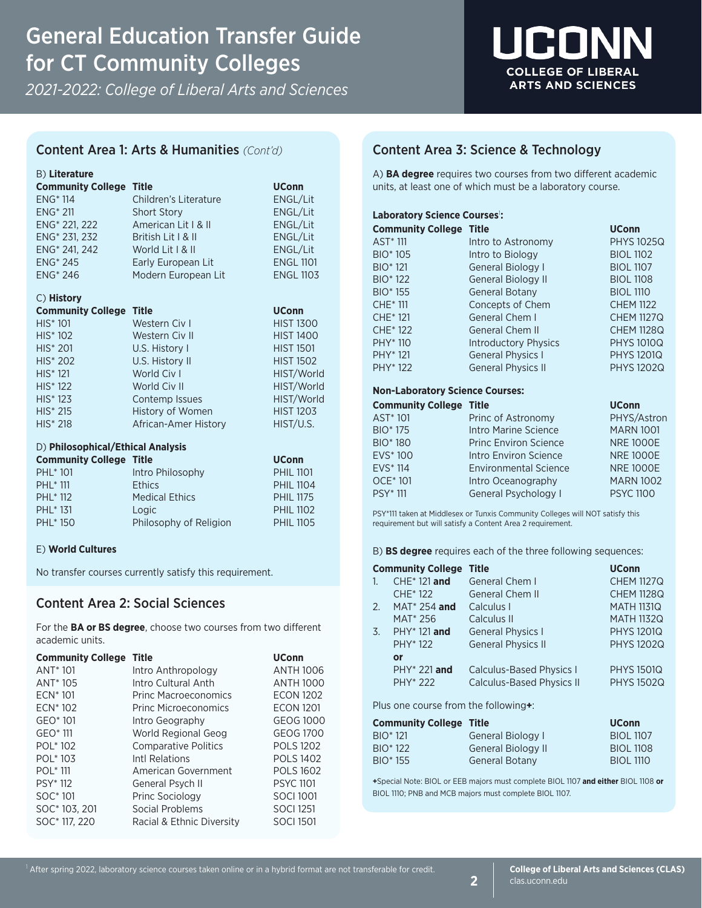# General Education Transfer Guide for CT Community Colleges

*2021-2022: College of Liberal Arts and Sciences*

UCONN COLLEGE OF LIBERAL ARTS AND SCIENCES

## Content Area 1: Arts & Humanities *(Cont'd)*

### B) Literature

| Community College | Title | UConn |
| --- | --- | --- |
| ENG* 114 | Children's Literature | ENGL/Lit |
| ENG* 211 | Short Story | ENGL/Lit |
| ENG* 221, 222 | American Lit I & II | ENGL/Lit |
| ENG* 231, 232 | British Lit I & II | ENGL/Lit |
| ENG* 241, 242 | World Lit I & II | ENGL/Lit |
| ENG* 245 | Early European Lit | ENGL 1101 |
| ENG* 246 | Modern European Lit | ENGL 1103 |

### C) History

| Community College | Title | UConn |
| --- | --- | --- |
| HIS* 101 | Western Civ I | HIST 1300 |
| HIS* 102 | Western Civ II | HIST 1400 |
| HIS* 201 | U.S. History I | HIST 1501 |
| HIS* 202 | U.S. History II | HIST 1502 |
| HIS* 121 | World Civ I | HIST/World |
| HIS* 122 | World Civ II | HIST/World |
| HIS* 123 | Contemp Issues | HIST/World |
| HIS* 215 | History of Women | HIST 1203 |
| HIS* 218 | African-Amer History | HIST/U.S. |

### D) Philosophical/Ethical Analysis

| Community College | Title | UConn |
| --- | --- | --- |
| PHL* 101 | Intro Philosophy | PHIL 1101 |
| PHL* 111 | Ethics | PHIL 1104 |
| PHL* 112 | Medical Ethics | PHIL 1175 |
| PHL* 131 | Logic | PHIL 1102 |
| PHL* 150 | Philosophy of Religion | PHIL 1105 |

### E) World Cultures

No transfer courses currently satisfy this requirement.

## Content Area 2: Social Sciences

For the **BA or BS degree**, choose two courses from two different academic units.

| Community College | Title | UConn |
| --- | --- | --- |
| ANT* 101 | Intro Anthropology | ANTH 1006 |
| ANT* 105 | Intro Cultural Anth | ANTH 1000 |
| ECN* 101 | Princ Macroeconomics | ECON 1202 |
| ECN* 102 | Princ Microeconomics | ECON 1201 |
| GEO* 101 | Intro Geography | GEOG 1000 |
| GEO* 111 | World Regional Geog | GEOG 1700 |
| POL* 102 | Comparative Politics | POLS 1202 |
| POL* 103 | Intl Relations | POLS 1402 |
| POL* 111 | American Government | POLS 1602 |
| PSY* 112 | General Psych II | PSYC 1101 |
| SOC* 101 | Princ Sociology | SOCI 1001 |
| SOC* 103, 201 | Social Problems | SOCI 1251 |
| SOC* 117, 220 | Racial & Ethnic Diversity | SOCI 1501 |

## Content Area 3: Science & Technology

A) **BA degree** requires two courses from two different academic units, at least one of which must be a laboratory course.

**Laboratory Science Courses[1]:**

| Community College | Title | UConn |
| --- | --- | --- |
| AST* 111 | Intro to Astronomy | PHYS 1025Q |
| BIO* 105 | Intro to Biology | BIOL 1102 |
| BIO* 121 | General Biology I | BIOL 1107 |
| BIO* 122 | General Biology II | BIOL 1108 |
| BIO* 155 | General Botany | BIOL 1110 |
| CHE* 111 | Concepts of Chem | CHEM 1122 |
| CHE* 121 | General Chem I | CHEM 1127Q |
| CHE* 122 | General Chem II | CHEM 1128Q |
| PHY* 110 | Introductory Physics | PHYS 1010Q |
| PHY* 121 | General Physics I | PHYS 1201Q |
| PHY* 122 | General Physics II | PHYS 1202Q |

**Non-Laboratory Science Courses:**

| Community College | Title | UConn |
| --- | --- | --- |
| AST* 101 | Princ of Astronomy | PHYS/Astron |
| BIO* 175 | Intro Marine Science | MARN 1001 |
| BIO* 180 | Princ Environ Science | NRE 1000E |
| EVS* 100 | Intro Environ Science | NRE 1000E |
| EVS* 114 | Environmental Science | NRE 1000E |
| OCE* 101 | Intro Oceanography | MARN 1002 |
| PSY* 111 | General Psychology I | PSYC 1100 |

PSY*111 taken at Middlesex or Tunxis Community Colleges will NOT satisfy this requirement but will satisfy a Content Area 2 requirement.

B) **BS degree** requires each of the three following sequences:

| | Community College | Title | UConn |
| --- | --- | --- | --- |
| 1. | CHE* 121 **and** | General Chem I | CHEM 1127Q |
| | CHE* 122 | General Chem II | CHEM 1128Q |
| 2. | MAT* 254 **and** | Calculus I | MATH 1131Q |
| | MAT* 256 | Calculus II | MATH 1132Q |
| 3. | PHY* 121 **and** | General Physics I | PHYS 1201Q |
| | PHY* 122 | General Physics II | PHYS 1202Q |
| | **or** | | |
| | PHY* 221 **and** | Calculus-Based Physics I | PHYS 1501Q |
| | PHY* 222 | Calculus-Based Physics II | PHYS 1502Q |

Plus one course from the following**+**:

| Community College | Title | UConn |
| --- | --- | --- |
| BIO* 121 | General Biology I | BIOL 1107 |
| BIO* 122 | General Biology II | BIOL 1108 |
| BIO* 155 | General Botany | BIOL 1110 |

**+**Special Note: BIOL or EEB majors must complete BIOL 1107 **and either** BIOL 1108 **or** BIOL 1110; PNB and MCB majors must complete BIOL 1107.

[1] After spring 2022, laboratory science courses taken online or in a hybrid format are not transferable for credit.

**College of Liberal Arts and Sciences (CLAS)**
clas.uconn.edu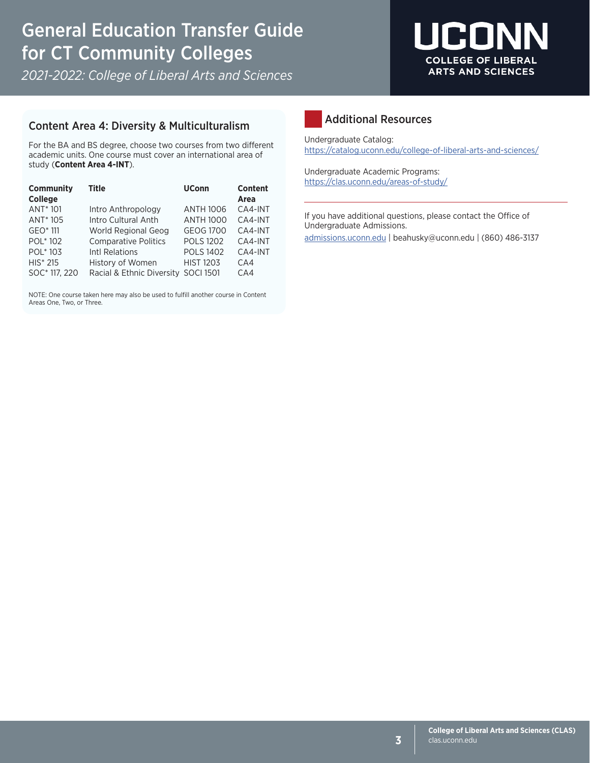## Content Area 4: Diversity & Multiculturalism

For the BA and BS degree, choose two courses from two different academic units. One course must cover an international area of study (**Content Area 4-INT**).

| Community College | Title | UConn | Content Area |
|---|---|---|---|
| ANT* 101 | Intro Anthropology | ANTH 1006 | CA4-INT |
| ANT* 105 | Intro Cultural Anth | ANTH 1000 | CA4-INT |
| GEO* 111 | World Regional Geog | GEOG 1700 | CA4-INT |
| POL* 102 | Comparative Politics | POLS 1202 | CA4-INT |
| POL* 103 | Intl Relations | POLS 1402 | CA4-INT |
| HIS* 215 | History of Women | HIST 1203 | CA4 |
| SOC* 117, 220 | Racial & Ethnic Diversity | SOCI 1501 | CA4 |

NOTE: One course taken here may also be used to fulfill another course in Content Areas One, Two, or Three.

## Additional Resources

Undergraduate Catalog:
https://catalog.uconn.edu/college-of-liberal-arts-and-sciences/

Undergraduate Academic Programs:
https://clas.uconn.edu/areas-of-study/

---

If you have additional questions, please contact the Office of Undergraduate Admissions.
admissions.uconn.edu | beahusky@uconn.edu | (860) 486-3137